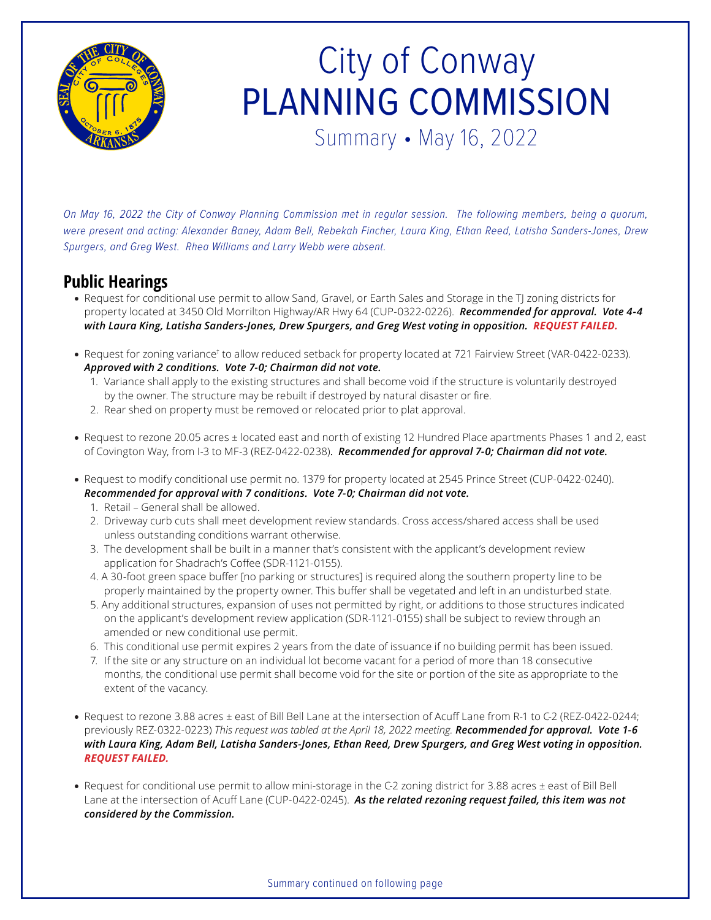// City of Conway
# PLANNING COMMISSION
Summary • May 16, 2022

*On May 16, 2022 the City of Conway Planning Commission met in regular session. The following members, being a quorum, were present and acting: Alexander Baney, Adam Bell, Rebekah Fincher, Laura King, Ethan Reed, Latisha Sanders-Jones, Drew Spurgers, and Greg West. Rhea Williams and Larry Webb were absent.*

## Public Hearings

- Request for conditional use permit to allow Sand, Gravel, or Earth Sales and Storage in the TJ zoning districts for property located at 3450 Old Morrilton Highway/AR Hwy 64 (CUP-0322-0226). ***Recommended for approval. Vote 4-4 with Laura King, Latisha Sanders-Jones, Drew Spurgers, and Greg West voting in opposition. REQUEST FAILED.***

- Request for zoning variance† to allow reduced setback for property located at 721 Fairview Street (VAR-0422-0233). ***Approved with 2 conditions. Vote 7-0; Chairman did not vote.***
  1. Variance shall apply to the existing structures and shall become void if the structure is voluntarily destroyed by the owner. The structure may be rebuilt if destroyed by natural disaster or fire.
  2. Rear shed on property must be removed or relocated prior to plat approval.

- Request to rezone 20.05 acres ± located east and north of existing 12 Hundred Place apartments Phases 1 and 2, east of Covington Way, from I-3 to MF-3 (REZ-0422-0238). ***Recommended for approval 7-0; Chairman did not vote.***

- Request to modify conditional use permit no. 1379 for property located at 2545 Prince Street (CUP-0422-0240). ***Recommended for approval with 7 conditions. Vote 7-0; Chairman did not vote.***
  1. Retail – General shall be allowed.
  2. Driveway curb cuts shall meet development review standards. Cross access/shared access shall be used unless outstanding conditions warrant otherwise.
  3. The development shall be built in a manner that's consistent with the applicant's development review application for Shadrach's Coffee (SDR-1121-0155).
  4. A 30-foot green space buffer [no parking or structures] is required along the southern property line to be properly maintained by the property owner. This buffer shall be vegetated and left in an undisturbed state.
  5. Any additional structures, expansion of uses not permitted by right, or additions to those structures indicated on the applicant's development review application (SDR-1121-0155) shall be subject to review through an amended or new conditional use permit.
  6. This conditional use permit expires 2 years from the date of issuance if no building permit has been issued.
  7. If the site or any structure on an individual lot become vacant for a period of more than 18 consecutive months, the conditional use permit shall become void for the site or portion of the site as appropriate to the extent of the vacancy.

- Request to rezone 3.88 acres ± east of Bill Bell Lane at the intersection of Acuff Lane from R-1 to C-2 (REZ-0422-0244; previously REZ-0322-0223) *This request was tabled at the April 18, 2022 meeting.* ***Recommended for approval. Vote 1-6 with Laura King, Adam Bell, Latisha Sanders-Jones, Ethan Reed, Drew Spurgers, and Greg West voting in opposition. REQUEST FAILED.***

- Request for conditional use permit to allow mini-storage in the C-2 zoning district for 3.88 acres ± east of Bill Bell Lane at the intersection of Acuff Lane (CUP-0422-0245). ***As the related rezoning request failed, this item was not considered by the Commission.***

Summary continued on following page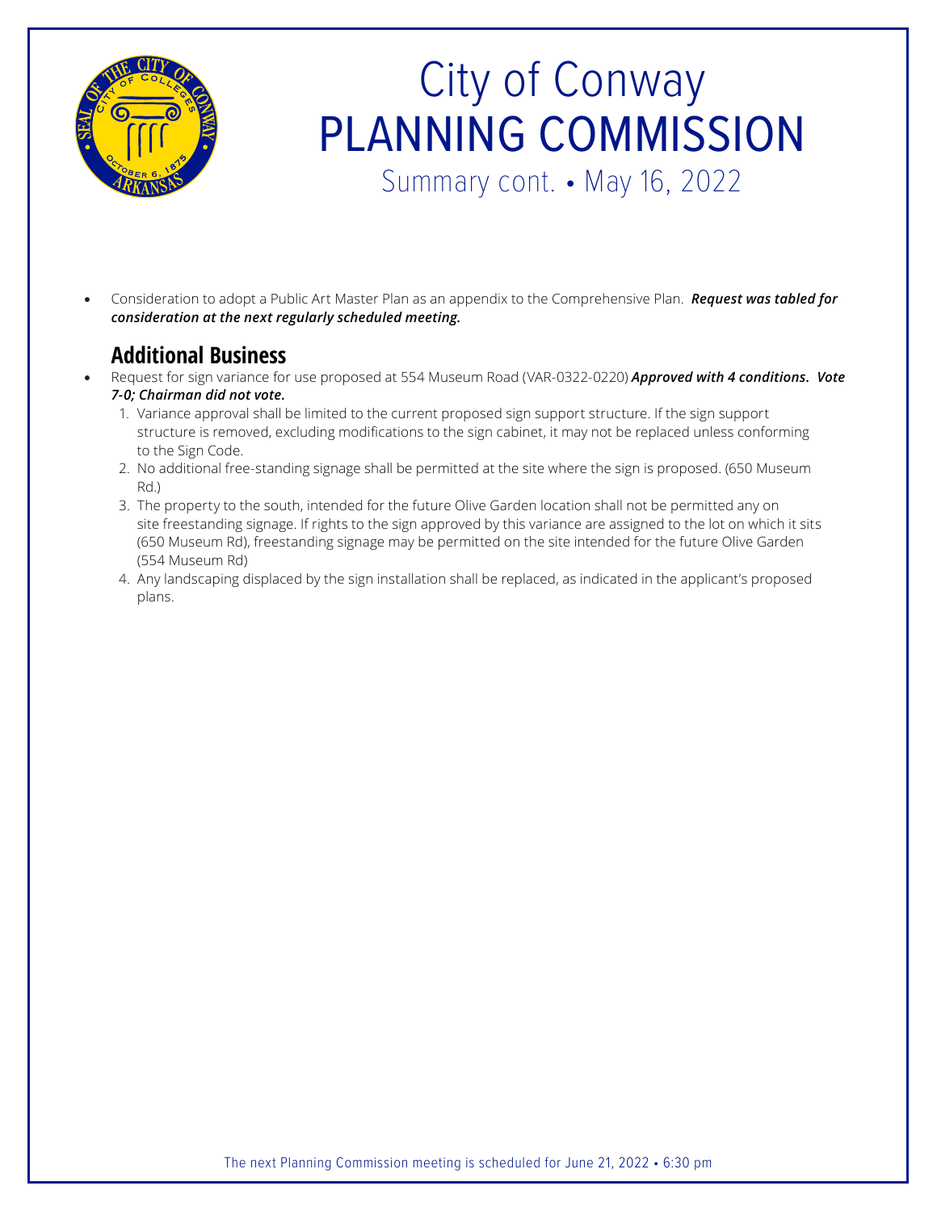# City of Conway
# PLANNING COMMISSION
Summary cont. • May 16, 2022

- Consideration to adopt a Public Art Master Plan as an appendix to the Comprehensive Plan. ***Request was tabled for consideration at the next regularly scheduled meeting.***

## Additional Business

- Request for sign variance for use proposed at 554 Museum Road (VAR-0322-0220) ***Approved with 4 conditions. Vote 7-0; Chairman did not vote.***
  1. Variance approval shall be limited to the current proposed sign support structure. If the sign support structure is removed, excluding modifications to the sign cabinet, it may not be replaced unless conforming to the Sign Code.
  2. No additional free-standing signage shall be permitted at the site where the sign is proposed. (650 Museum Rd.)
  3. The property to the south, intended for the future Olive Garden location shall not be permitted any on site freestanding signage. If rights to the sign approved by this variance are assigned to the lot on which it sits (650 Museum Rd), freestanding signage may be permitted on the site intended for the future Olive Garden (554 Museum Rd)
  4. Any landscaping displaced by the sign installation shall be replaced, as indicated in the applicant's proposed plans.

The next Planning Commission meeting is scheduled for June 21, 2022 • 6:30 pm